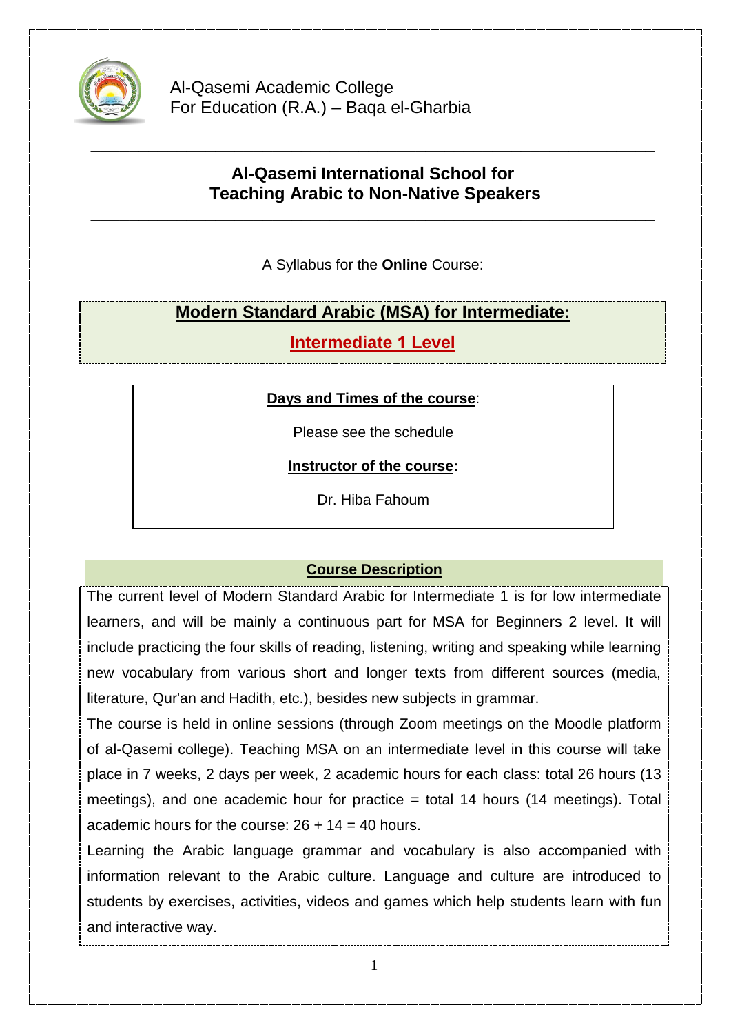Al-Qasemi Academic College
For Education (R.A.) – Baqa el-Gharbia

## Al-Qasemi International School for Teaching Arabic to Non-Native Speakers

A Syllabus for the **Online** Course:

# Modern Standard Arabic (MSA) for Intermediate: Intermediate 1 Level

**Days and Times of the course**:

Please see the schedule

**Instructor of the course:**

Dr. Hiba Fahoum

## Course Description

The current level of Modern Standard Arabic for Intermediate 1 is for low intermediate learners, and will be mainly a continuous part for MSA for Beginners 2 level. It will include practicing the four skills of reading, listening, writing and speaking while learning new vocabulary from various short and longer texts from different sources (media, literature, Qur'an and Hadith, etc.), besides new subjects in grammar.

The course is held in online sessions (through Zoom meetings on the Moodle platform of al-Qasemi college). Teaching MSA on an intermediate level in this course will take place in 7 weeks, 2 days per week, 2 academic hours for each class: total 26 hours (13 meetings), and one academic hour for practice = total 14 hours (14 meetings). Total academic hours for the course: 26 + 14 = 40 hours.

Learning the Arabic language grammar and vocabulary is also accompanied with information relevant to the Arabic culture. Language and culture are introduced to students by exercises, activities, videos and games which help students learn with fun and interactive way.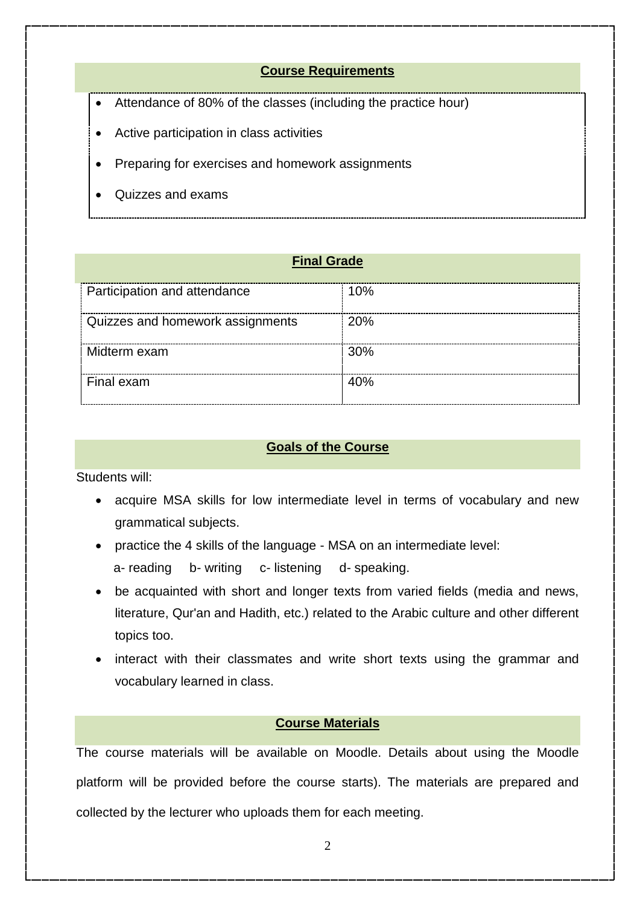## Course Requirements

- Attendance of 80% of the classes (including the practice hour)
- Active participation in class activities
- Preparing for exercises and homework assignments
- Quizzes and exams

## Final Grade

| Component | Weight |
|---|---|
| Participation and attendance | 10% |
| Quizzes and homework assignments | 20% |
| Midterm exam | 30% |
| Final exam | 40% |

## Goals of the Course

Students will:

- acquire MSA skills for low intermediate level in terms of vocabulary and new grammatical subjects.
- practice the 4 skills of the language - MSA on an intermediate level:
  a- reading b- writing c- listening d- speaking.
- be acquainted with short and longer texts from varied fields (media and news, literature, Qur'an and Hadith, etc.) related to the Arabic culture and other different topics too.
- interact with their classmates and write short texts using the grammar and vocabulary learned in class.

## Course Materials

The course materials will be available on Moodle. Details about using the Moodle platform will be provided before the course starts). The materials are prepared and collected by the lecturer who uploads them for each meeting.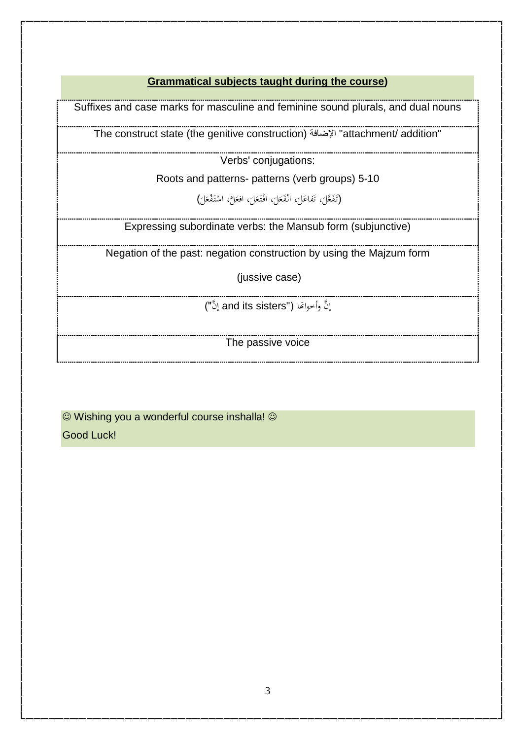| **Grammatical subjects taught during the course)** |
| --- |
| Suffixes and case marks for masculine and feminine sound plurals, and dual nouns |
| The construct state (the genitive construction) الإضافة "attachment/ addition" |
| Verbs' conjugations:<br>Roots and patterns- patterns (verb groups) 5-10<br>(تَفَعَّلَ، تَفاعَلَ، انْفَعَلَ، افْتَعَلَ، افعَلَّ، اسْتَفْعَلَ) |
| Expressing subordinate verbs: the Mansub form (subjunctive) |
| Negation of the past: negation construction by using the Majzum form<br>(jussive case) |
| إنَّ وأخواتها ("إنَّ and its sisters") |
| The passive voice |

☺ Wishing you a wonderful course inshalla! ☺

Good Luck!